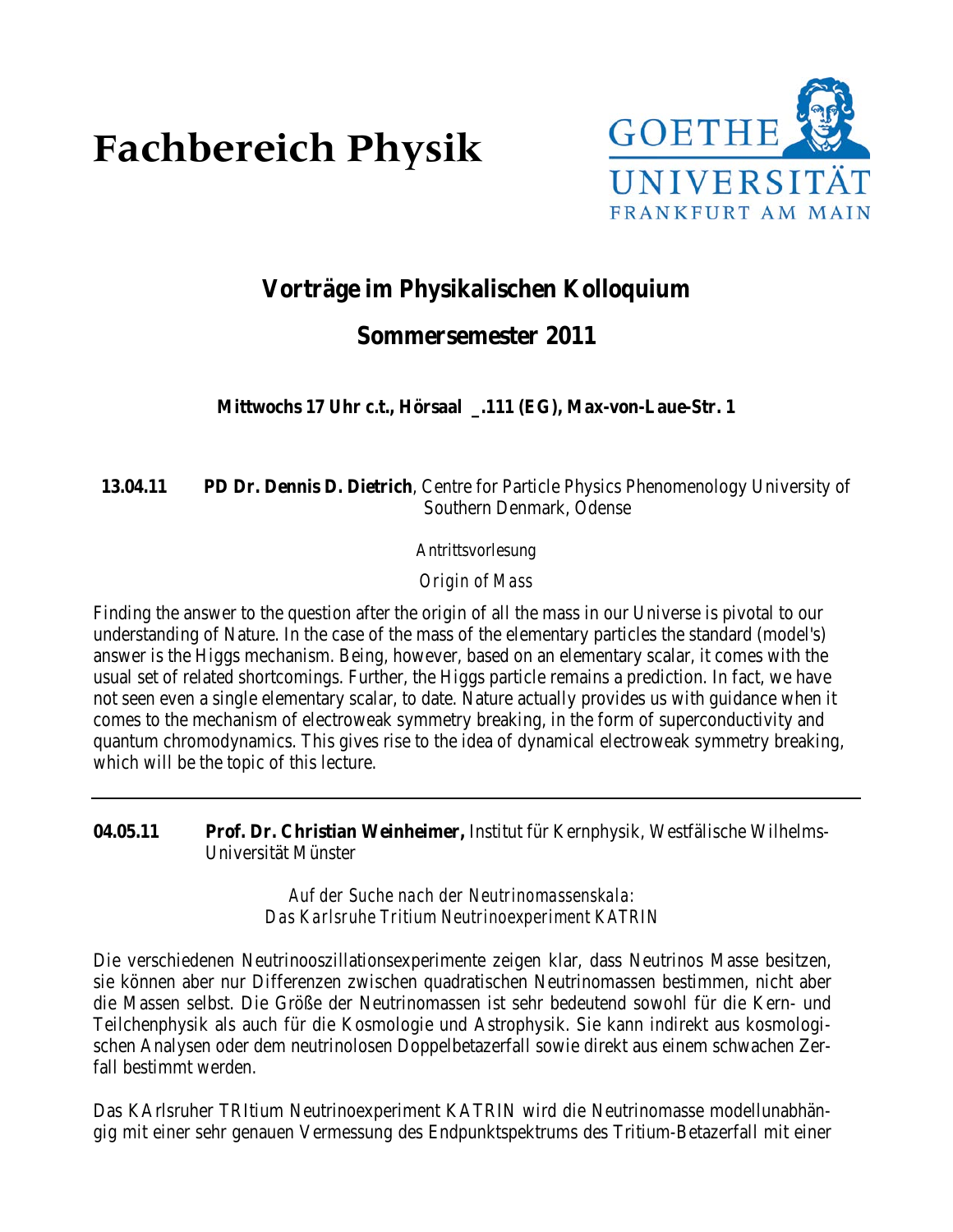# Fachbereich Physik

GOETHE UNIVERSITÄT FRANKFURT AM MAIN

## Vorträge im Physikalischen Kolloquium

## Sommersemester 2011

**Mittwochs 17 Uhr c.t., Hörsaal _.111 (EG), Max-von-Laue-Str. 1**

**13.04.11** **PD Dr. Dennis D. Dietrich**, Centre for Particle Physics Phenomenology University of Southern Denmark, Odense

*Antrittsvorlesung*

*Origin of Mass*

Finding the answer to the question after the origin of all the mass in our Universe is pivotal to our understanding of Nature. In the case of the mass of the elementary particles the standard (model's) answer is the Higgs mechanism. Being, however, based on an elementary scalar, it comes with the usual set of related shortcomings. Further, the Higgs particle remains a prediction. In fact, we have not seen even a single elementary scalar, to date. Nature actually provides us with guidance when it comes to the mechanism of electroweak symmetry breaking, in the form of superconductivity and quantum chromodynamics. This gives rise to the idea of dynamical electroweak symmetry breaking, which will be the topic of this lecture.

---

**04.05.11** **Prof. Dr. Christian Weinheimer,** Institut für Kernphysik, Westfälische Wilhelms-Universität Münster

*Auf der Suche nach der Neutrinomassenskala:*
*Das Karlsruhe Tritium Neutrinoexperiment KATRIN*

Die verschiedenen Neutrinooszillationsexperimente zeigen klar, dass Neutrinos Masse besitzen, sie können aber nur Differenzen zwischen quadratischen Neutrinomassen bestimmen, nicht aber die Massen selbst. Die Größe der Neutrinomassen ist sehr bedeutend sowohl für die Kern- und Teilchenphysik als auch für die Kosmologie und Astrophysik. Sie kann indirekt aus kosmologischen Analysen oder dem neutrinolosen Doppelbetazerfall sowie direkt aus einem schwachen Zerfall bestimmt werden.

Das KArlsruher TRItium Neutrinoexperiment KATRIN wird die Neutrinomasse modellunabhängig mit einer sehr genauen Vermessung des Endpunktspektrums des Tritium-Betazerfall mit einer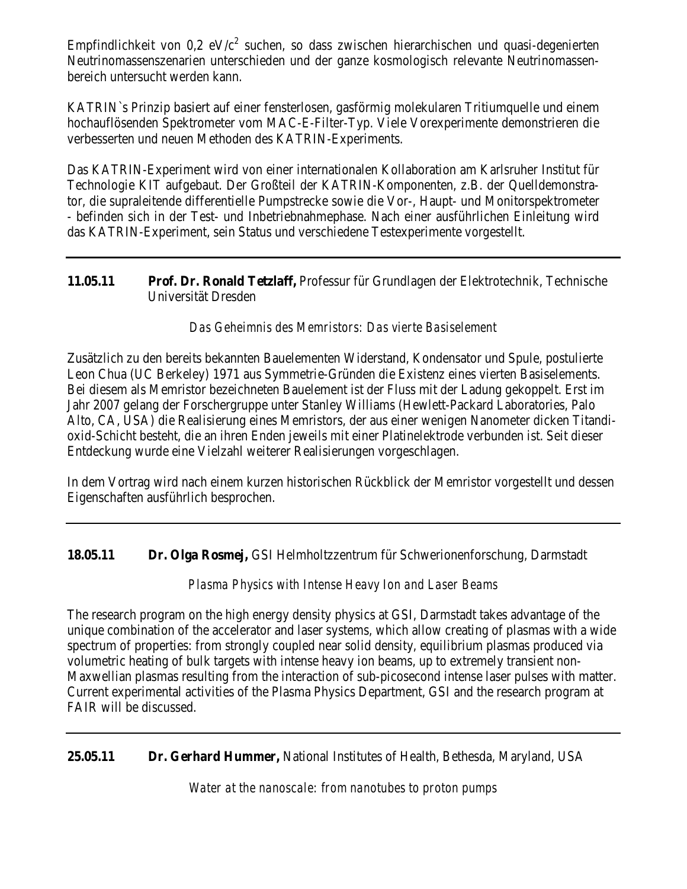Empfindlichkeit von 0,2 eV/c$^2$ suchen, so dass zwischen hierarchischen und quasi-degenierten Neutrinomassenszenarien unterschieden und der ganze kosmologisch relevante Neutrinomassenbereich untersucht werden kann.

KATRIN`s Prinzip basiert auf einer fensterlosen, gasförmig molekularen Tritiumquelle und einem hochauflösenden Spektrometer vom MAC-E-Filter-Typ. Viele Vorexperimente demonstrieren die verbesserten und neuen Methoden des KATRIN-Experiments.

Das KATRIN-Experiment wird von einer internationalen Kollaboration am Karlsruher Institut für Technologie KIT aufgebaut. Der Großteil der KATRIN-Komponenten, z.B. der Quelldemonstrator, die supraleitende differentielle Pumpstrecke sowie die Vor-, Haupt- und Monitorspektrometer - befinden sich in der Test- und Inbetriebnahmephase. Nach einer ausführlichen Einleitung wird das KATRIN-Experiment, sein Status und verschiedene Testexperimente vorgestellt.

---

**11.05.11** **Prof. Dr. Ronald Tetzlaff,** Professur für Grundlagen der Elektrotechnik, Technische Universität Dresden

*Das Geheimnis des Memristors: Das vierte Basiselement*

Zusätzlich zu den bereits bekannten Bauelementen Widerstand, Kondensator und Spule, postulierte Leon Chua (UC Berkeley) 1971 aus Symmetrie-Gründen die Existenz eines vierten Basiselements. Bei diesem als Memristor bezeichneten Bauelement ist der Fluss mit der Ladung gekoppelt. Erst im Jahr 2007 gelang der Forschergruppe unter Stanley Williams (Hewlett-Packard Laboratories, Palo Alto, CA, USA) die Realisierung eines Memristors, der aus einer wenigen Nanometer dicken Titandioxid-Schicht besteht, die an ihren Enden jeweils mit einer Platinelektrode verbunden ist. Seit dieser Entdeckung wurde eine Vielzahl weiterer Realisierungen vorgeschlagen.

In dem Vortrag wird nach einem kurzen historischen Rückblick der Memristor vorgestellt und dessen Eigenschaften ausführlich besprochen.

---

**18.05.11** **Dr. Olga Rosmej,** GSI Helmholtzzentrum für Schwerionenforschung, Darmstadt

*Plasma Physics with Intense Heavy Ion and Laser Beams*

The research program on the high energy density physics at GSI, Darmstadt takes advantage of the unique combination of the accelerator and laser systems, which allow creating of plasmas with a wide spectrum of properties: from strongly coupled near solid density, equilibrium plasmas produced via volumetric heating of bulk targets with intense heavy ion beams, up to extremely transient non-Maxwellian plasmas resulting from the interaction of sub-picosecond intense laser pulses with matter. Current experimental activities of the Plasma Physics Department, GSI and the research program at FAIR will be discussed.

---

**25.05.11** **Dr. Gerhard Hummer,** National Institutes of Health, Bethesda, Maryland, USA

*Water at the nanoscale: from nanotubes to proton pumps*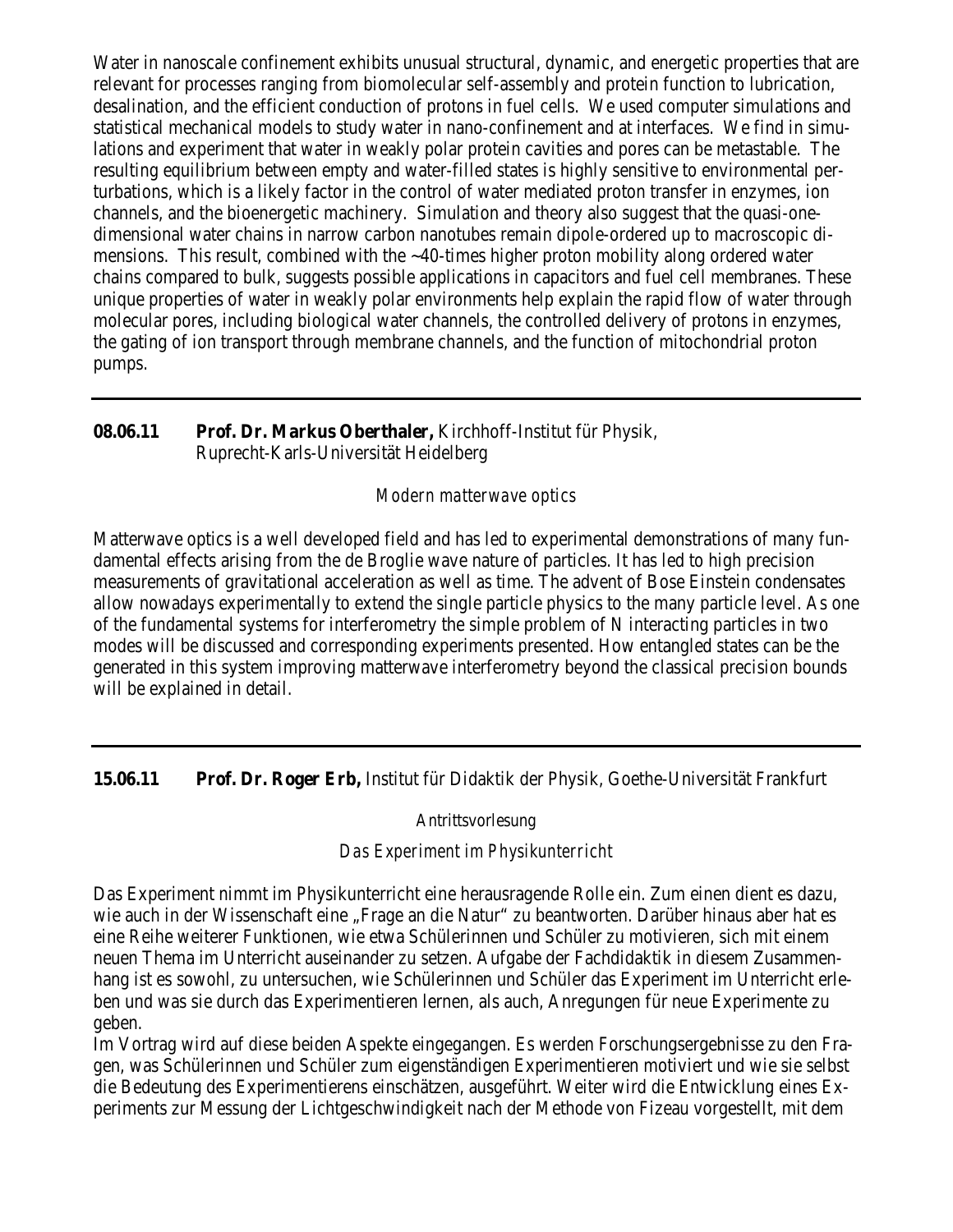Water in nanoscale confinement exhibits unusual structural, dynamic, and energetic properties that are relevant for processes ranging from biomolecular self-assembly and protein function to lubrication, desalination, and the efficient conduction of protons in fuel cells. We used computer simulations and statistical mechanical models to study water in nano-confinement and at interfaces. We find in simulations and experiment that water in weakly polar protein cavities and pores can be metastable. The resulting equilibrium between empty and water-filled states is highly sensitive to environmental perturbations, which is a likely factor in the control of water mediated proton transfer in enzymes, ion channels, and the bioenergetic machinery. Simulation and theory also suggest that the quasi-one-dimensional water chains in narrow carbon nanotubes remain dipole-ordered up to macroscopic dimensions. This result, combined with the ~40-times higher proton mobility along ordered water chains compared to bulk, suggests possible applications in capacitors and fuel cell membranes. These unique properties of water in weakly polar environments help explain the rapid flow of water through molecular pores, including biological water channels, the controlled delivery of protons in enzymes, the gating of ion transport through membrane channels, and the function of mitochondrial proton pumps.

---

**08.06.11 Prof. Dr. Markus Oberthaler,** Kirchhoff-Institut für Physik, Ruprecht-Karls-Universität Heidelberg

*Modern matterwave optics*

Matterwave optics is a well developed field and has led to experimental demonstrations of many fundamental effects arising from the de Broglie wave nature of particles. It has led to high precision measurements of gravitational acceleration as well as time. The advent of Bose Einstein condensates allow nowadays experimentally to extend the single particle physics to the many particle level. As one of the fundamental systems for interferometry the simple problem of N interacting particles in two modes will be discussed and corresponding experiments presented. How entangled states can be the generated in this system improving matterwave interferometry beyond the classical precision bounds will be explained in detail.

---

**15.06.11 Prof. Dr. Roger Erb,** Institut für Didaktik der Physik, Goethe-Universität Frankfurt

*Antrittsvorlesung*

*Das Experiment im Physikunterricht*

Das Experiment nimmt im Physikunterricht eine herausragende Rolle ein. Zum einen dient es dazu, wie auch in der Wissenschaft eine „Frage an die Natur" zu beantworten. Darüber hinaus aber hat es eine Reihe weiterer Funktionen, wie etwa Schülerinnen und Schüler zu motivieren, sich mit einem neuen Thema im Unterricht auseinander zu setzen. Aufgabe der Fachdidaktik in diesem Zusammenhang ist es sowohl, zu untersuchen, wie Schülerinnen und Schüler das Experiment im Unterricht erleben und was sie durch das Experimentieren lernen, als auch, Anregungen für neue Experimente zu geben.
Im Vortrag wird auf diese beiden Aspekte eingegangen. Es werden Forschungsergebnisse zu den Fragen, was Schülerinnen und Schüler zum eigenständigen Experimentieren motiviert und wie sie selbst die Bedeutung des Experimentierens einschätzen, ausgeführt. Weiter wird die Entwicklung eines Experiments zur Messung der Lichtgeschwindigkeit nach der Methode von Fizeau vorgestellt, mit dem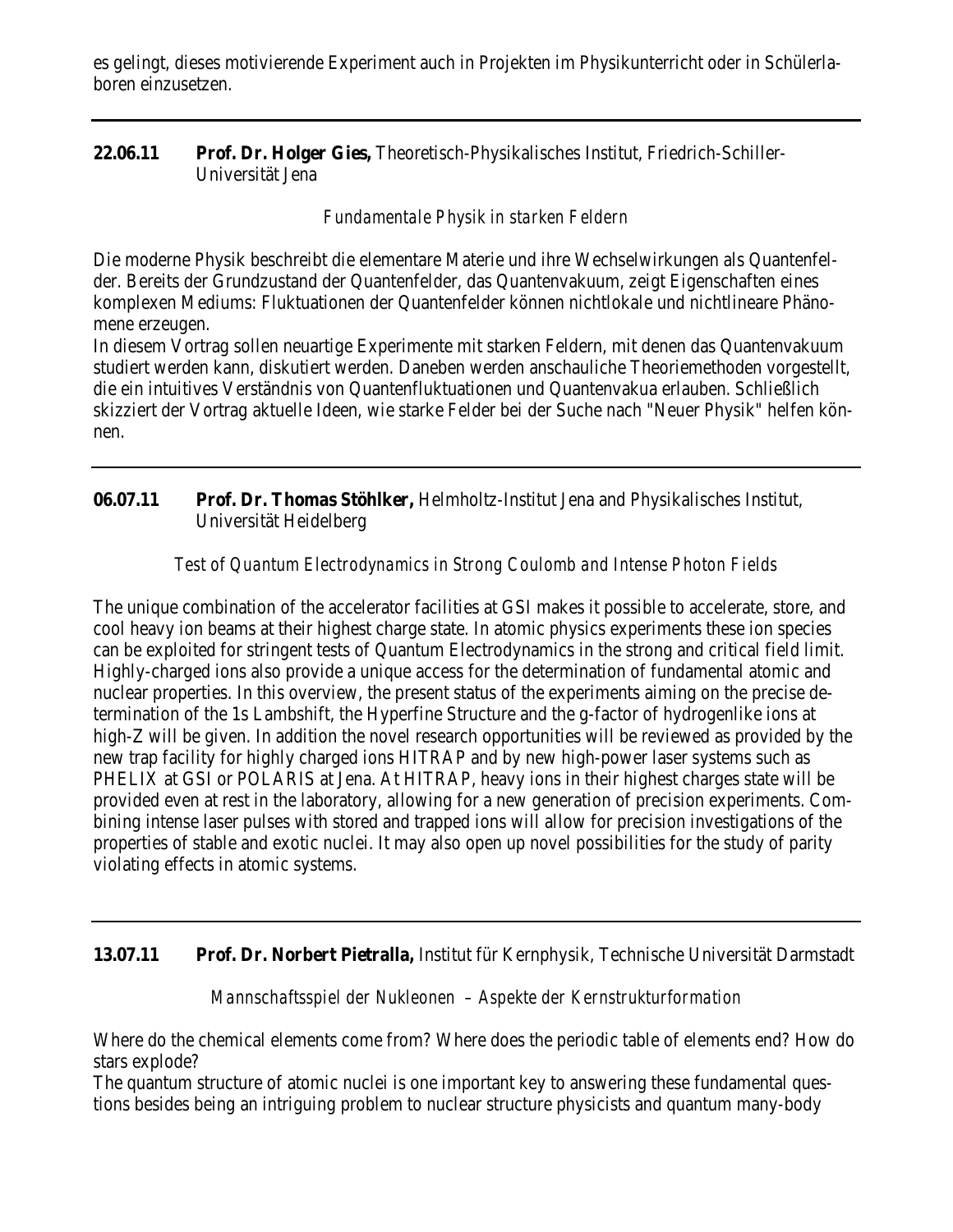es gelingt, dieses motivierende Experiment auch in Projekten im Physikunterricht oder in Schülerlaboren einzusetzen.

---

**22.06.11** **Prof. Dr. Holger Gies,** Theoretisch-Physikalisches Institut, Friedrich-Schiller-Universität Jena

*Fundamentale Physik in starken Feldern*

Die moderne Physik beschreibt die elementare Materie und ihre Wechselwirkungen als Quantenfelder. Bereits der Grundzustand der Quantenfelder, das Quantenvakuum, zeigt Eigenschaften eines komplexen Mediums: Fluktuationen der Quantenfelder können nichtlokale und nichtlineare Phänomene erzeugen.
In diesem Vortrag sollen neuartige Experimente mit starken Feldern, mit denen das Quantenvakuum studiert werden kann, diskutiert werden. Daneben werden anschauliche Theoriemethoden vorgestellt, die ein intuitives Verständnis von Quantenfluktuationen und Quantenvakua erlauben. Schließlich skizziert der Vortrag aktuelle Ideen, wie starke Felder bei der Suche nach "Neuer Physik" helfen können.

---

**06.07.11** **Prof. Dr. Thomas Stöhlker,** Helmholtz-Institut Jena and Physikalisches Institut, Universität Heidelberg

*Test of Quantum Electrodynamics in Strong Coulomb and Intense Photon Fields*

The unique combination of the accelerator facilities at GSI makes it possible to accelerate, store, and cool heavy ion beams at their highest charge state. In atomic physics experiments these ion species can be exploited for stringent tests of Quantum Electrodynamics in the strong and critical field limit. Highly-charged ions also provide a unique access for the determination of fundamental atomic and nuclear properties. In this overview, the present status of the experiments aiming on the precise determination of the 1s Lambshift, the Hyperfine Structure and the g-factor of hydrogenlike ions at high-Z will be given. In addition the novel research opportunities will be reviewed as provided by the new trap facility for highly charged ions HITRAP and by new high-power laser systems such as PHELIX at GSI or POLARIS at Jena. At HITRAP, heavy ions in their highest charges state will be provided even at rest in the laboratory, allowing for a new generation of precision experiments. Combining intense laser pulses with stored and trapped ions will allow for precision investigations of the properties of stable and exotic nuclei. It may also open up novel possibilities for the study of parity violating effects in atomic systems.

---

**13.07.11** **Prof. Dr. Norbert Pietralla,** Institut für Kernphysik, Technische Universität Darmstadt

*Mannschaftsspiel der Nukleonen – Aspekte der Kernstrukturformation*

Where do the chemical elements come from? Where does the periodic table of elements end? How do stars explode?
The quantum structure of atomic nuclei is one important key to answering these fundamental questions besides being an intriguing problem to nuclear structure physicists and quantum many-body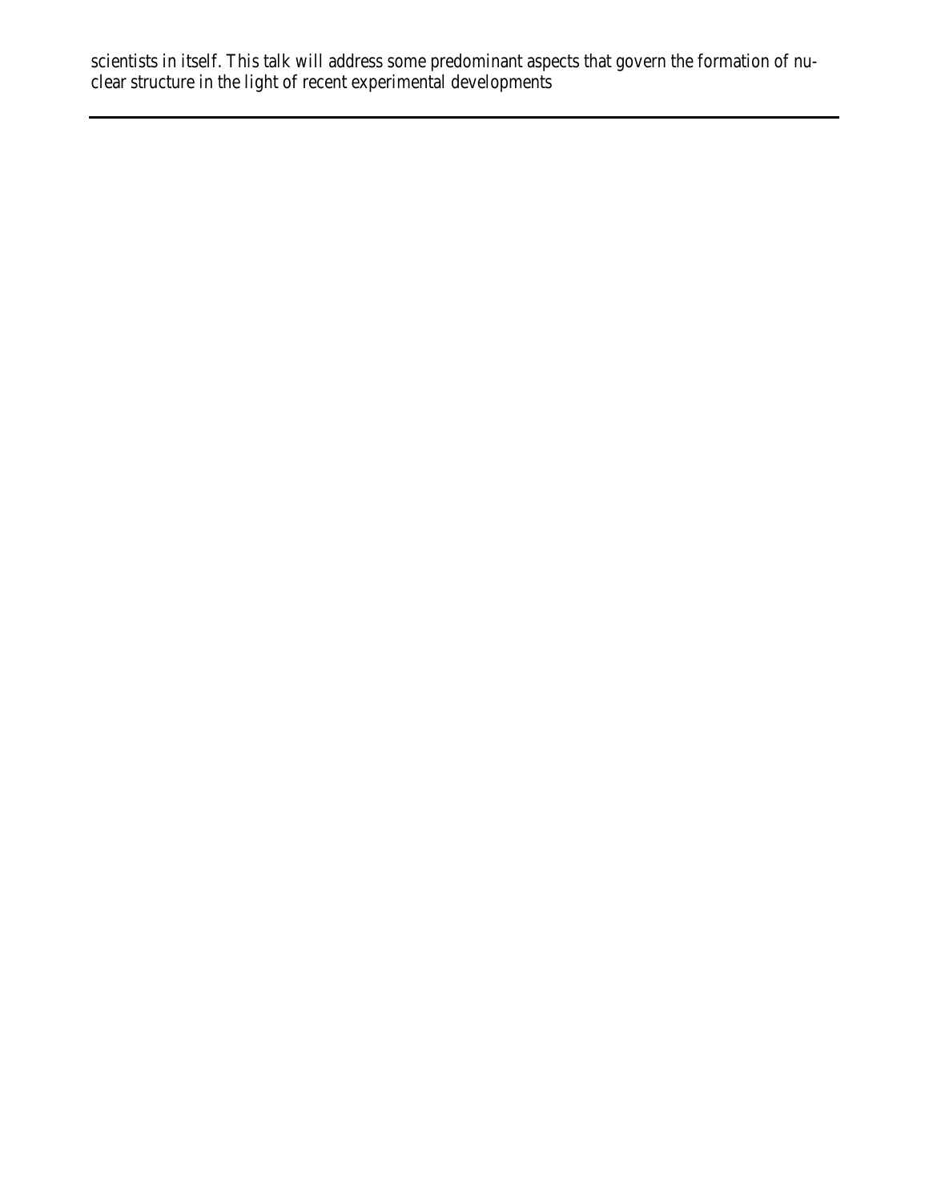scientists in itself. This talk will address some predominant aspects that govern the formation of nuclear structure in the light of recent experimental developments

---